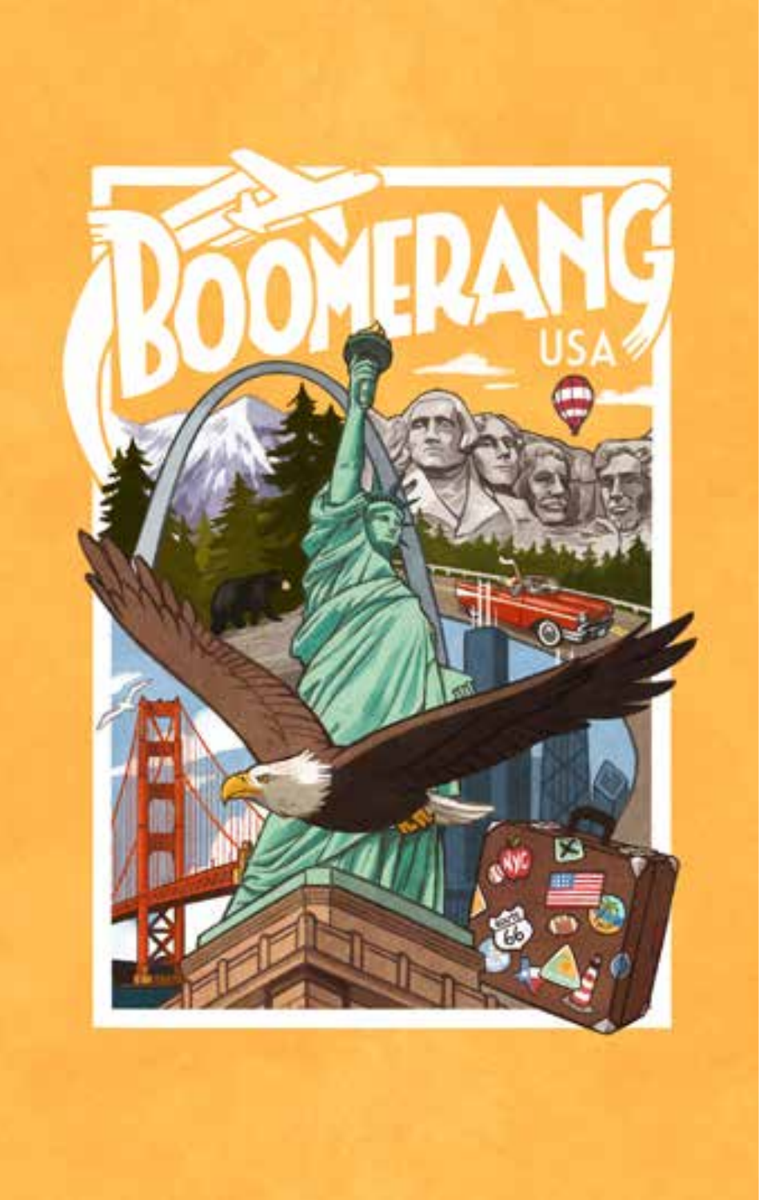# BOOMERANG

## USA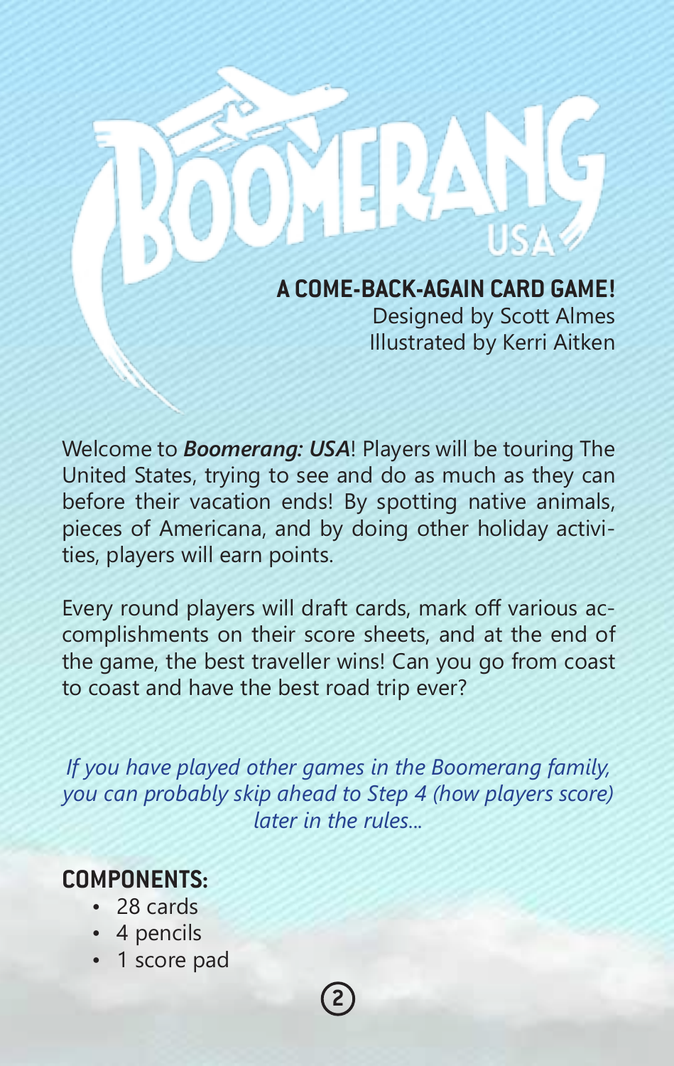# Boomerang USA

**A COME-BACK-AGAIN CARD GAME!**
Designed by Scott Almes
Illustrated by Kerri Aitken

Welcome to ***Boomerang: USA***! Players will be touring The United States, trying to see and do as much as they can before their vacation ends! By spotting native animals, pieces of Americana, and by doing other holiday activities, players will earn points.

Every round players will draft cards, mark off various accomplishments on their score sheets, and at the end of the game, the best traveller wins! Can you go from coast to coast and have the best road trip ever?

*If you have played other games in the Boomerang family, you can probably skip ahead to Step 4 (how players score) later in the rules...*

## COMPONENTS:

- 28 cards
- 4 pencils
- 1 score pad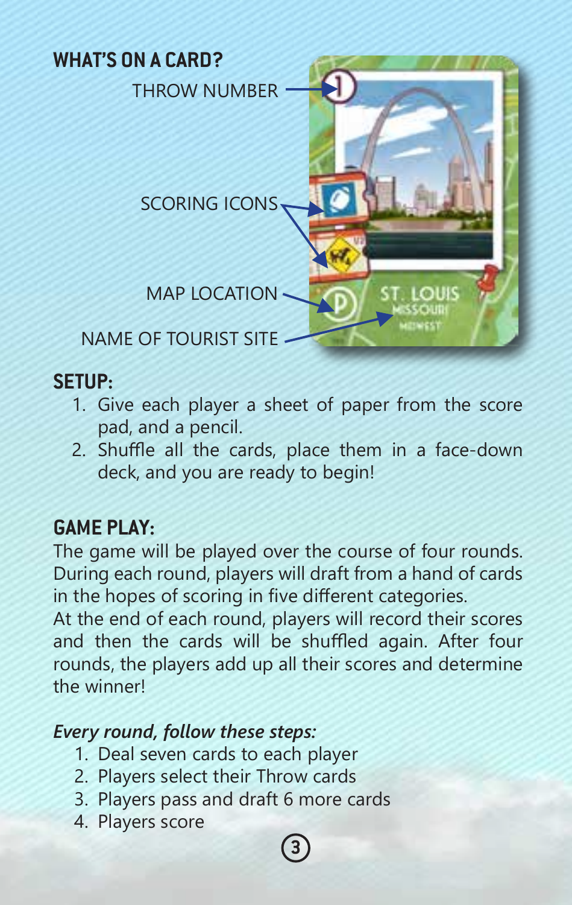## WHAT'S ON A CARD?

THROW NUMBER

SCORING ICONS

MAP LOCATION

NAME OF TOURIST SITE

## SETUP:

1. Give each player a sheet of paper from the score pad, and a pencil.
2. Shuffle all the cards, place them in a face-down deck, and you are ready to begin!

## GAME PLAY:

The game will be played over the course of four rounds. During each round, players will draft from a hand of cards in the hopes of scoring in five different categories.
At the end of each round, players will record their scores and then the cards will be shuffled again. After four rounds, the players add up all their scores and determine the winner!

***Every round, follow these steps:***

1. Deal seven cards to each player
2. Players select their Throw cards
3. Players pass and draft 6 more cards
4. Players score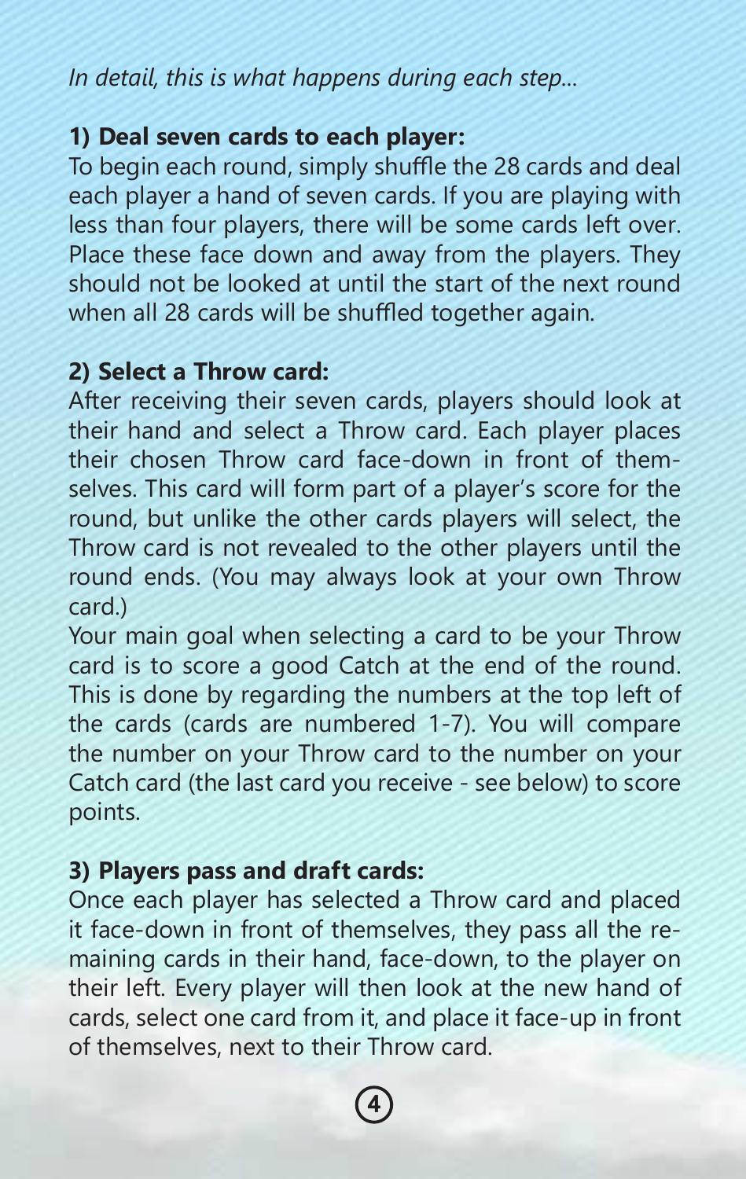*In detail, this is what happens during each step...*

**1) Deal seven cards to each player:**

To begin each round, simply shuffle the 28 cards and deal each player a hand of seven cards. If you are playing with less than four players, there will be some cards left over. Place these face down and away from the players. They should not be looked at until the start of the next round when all 28 cards will be shuffled together again.

**2) Select a Throw card:**

After receiving their seven cards, players should look at their hand and select a Throw card. Each player places their chosen Throw card face-down in front of themselves. This card will form part of a player's score for the round, but unlike the other cards players will select, the Throw card is not revealed to the other players until the round ends. (You may always look at your own Throw card.)

Your main goal when selecting a card to be your Throw card is to score a good Catch at the end of the round. This is done by regarding the numbers at the top left of the cards (cards are numbered 1-7). You will compare the number on your Throw card to the number on your Catch card (the last card you receive - see below) to score points.

**3) Players pass and draft cards:**

Once each player has selected a Throw card and placed it face-down in front of themselves, they pass all the remaining cards in their hand, face-down, to the player on their left. Every player will then look at the new hand of cards, select one card from it, and place it face-up in front of themselves, next to their Throw card.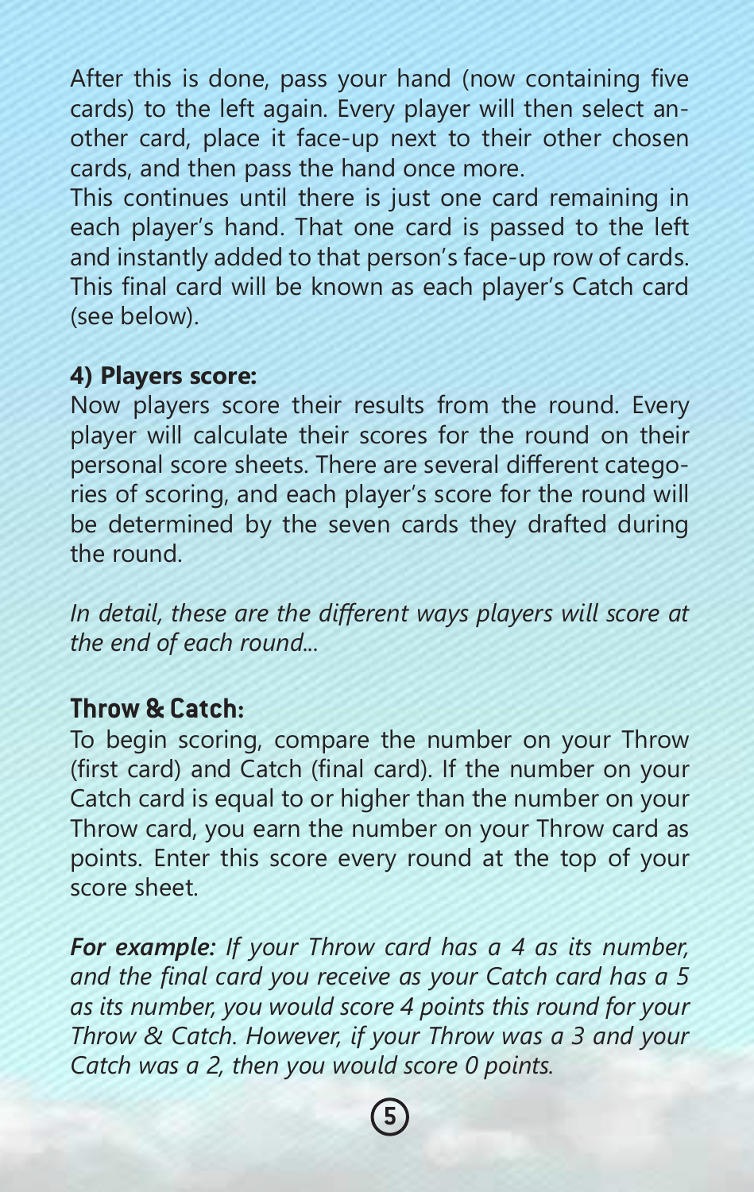After this is done, pass your hand (now containing five cards) to the left again. Every player will then select another card, place it face-up next to their other chosen cards, and then pass the hand once more.

This continues until there is just one card remaining in each player's hand. That one card is passed to the left and instantly added to that person's face-up row of cards. This final card will be known as each player's Catch card (see below).

**4) Players score:**

Now players score their results from the round. Every player will calculate their scores for the round on their personal score sheets. There are several different categories of scoring, and each player's score for the round will be determined by the seven cards they drafted during the round.

*In detail, these are the different ways players will score at the end of each round...*

## Throw & Catch:

To begin scoring, compare the number on your Throw (first card) and Catch (final card). If the number on your Catch card is equal to or higher than the number on your Throw card, you earn the number on your Throw card as points. Enter this score every round at the top of your score sheet.

***For example:*** *If your Throw card has a 4 as its number, and the final card you receive as your Catch card has a 5 as its number, you would score 4 points this round for your Throw & Catch. However, if your Throw was a 3 and your Catch was a 2, then you would score 0 points.*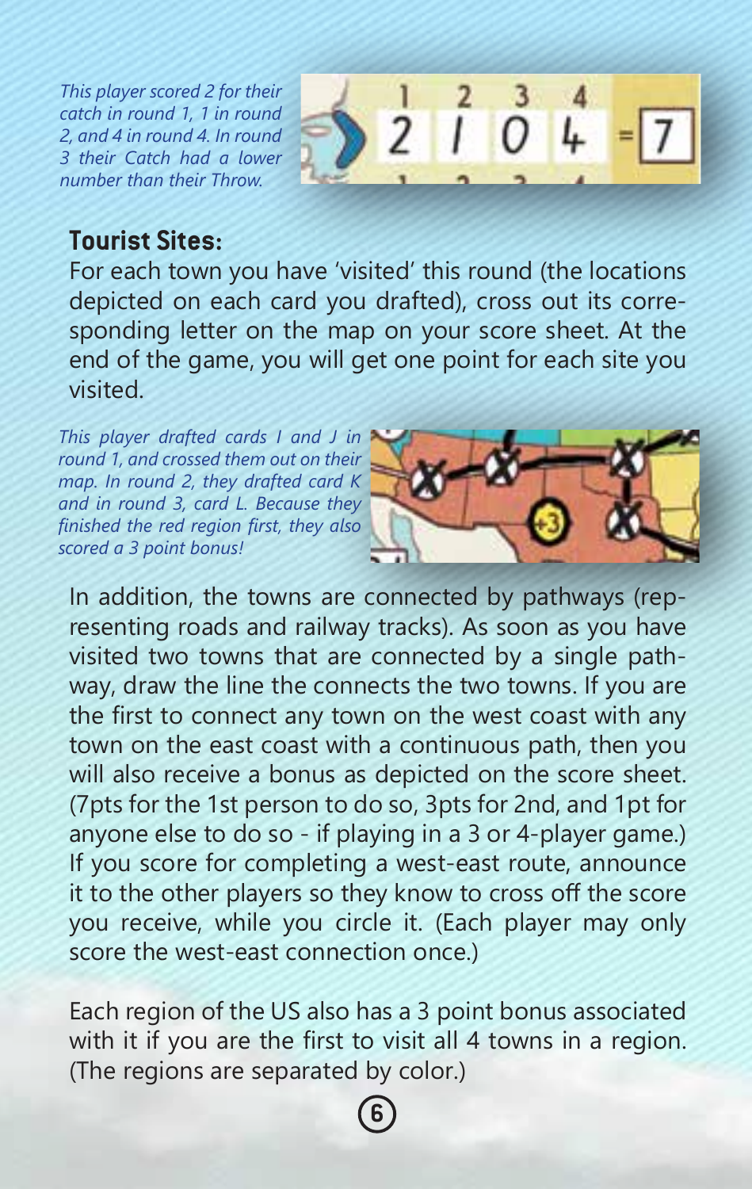*This player scored 2 for their catch in round 1, 1 in round 2, and 4 in round 4. In round 3 their Catch had a lower number than their Throw.*

## Tourist Sites:

For each town you have 'visited' this round (the locations depicted on each card you drafted), cross out its corresponding letter on the map on your score sheet. At the end of the game, you will get one point for each site you visited.

*This player drafted cards I and J in round 1, and crossed them out on their map. In round 2, they drafted card K and in round 3, card L. Because they finished the red region first, they also scored a 3 point bonus!*

In addition, the towns are connected by pathways (representing roads and railway tracks). As soon as you have visited two towns that are connected by a single pathway, draw the line the connects the two towns. If you are the first to connect any town on the west coast with any town on the east coast with a continuous path, then you will also receive a bonus as depicted on the score sheet. (7pts for the 1st person to do so, 3pts for 2nd, and 1pt for anyone else to do so - if playing in a 3 or 4-player game.) If you score for completing a west-east route, announce it to the other players so they know to cross off the score you receive, while you circle it. (Each player may only score the west-east connection once.)

Each region of the US also has a 3 point bonus associated with it if you are the first to visit all 4 towns in a region. (The regions are separated by color.)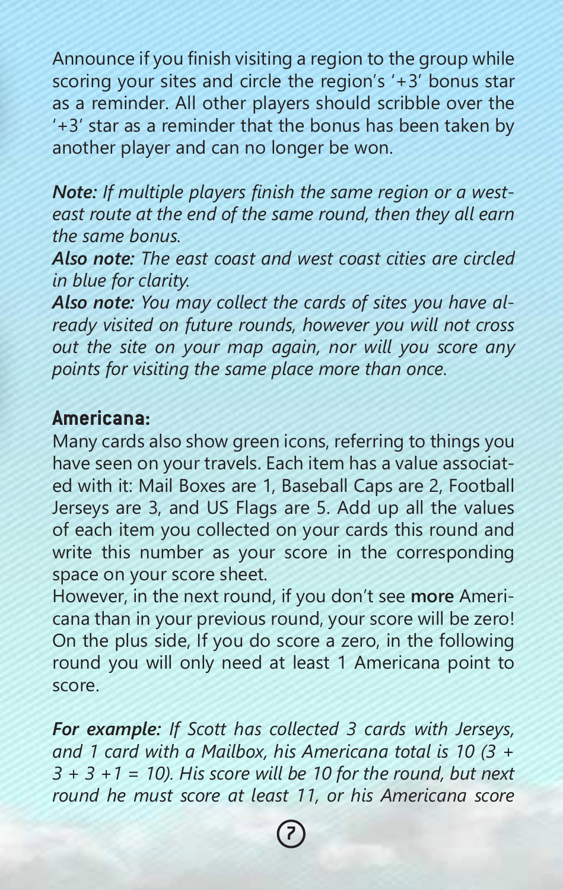Announce if you finish visiting a region to the group while scoring your sites and circle the region's '+3' bonus star as a reminder. All other players should scribble over the '+3' star as a reminder that the bonus has been taken by another player and can no longer be won.

***Note:*** *If multiple players finish the same region or a west-east route at the end of the same round, then they all earn the same bonus.*

***Also note:*** *The east coast and west coast cities are circled in blue for clarity.*

***Also note:*** *You may collect the cards of sites you have already visited on future rounds, however you will not cross out the site on your map again, nor will you score any points for visiting the same place more than once.*

## Americana:

Many cards also show green icons, referring to things you have seen on your travels. Each item has a value associated with it: Mail Boxes are 1, Baseball Caps are 2, Football Jerseys are 3, and US Flags are 5. Add up all the values of each item you collected on your cards this round and write this number as your score in the corresponding space on your score sheet.

However, in the next round, if you don't see **more** Americana than in your previous round, your score will be zero! On the plus side, If you do score a zero, in the following round you will only need at least 1 Americana point to score.

***For example:*** *If Scott has collected 3 cards with Jerseys, and 1 card with a Mailbox, his Americana total is 10 (3 + 3 + 3 +1 = 10). His score will be 10 for the round, but next round he must score at least 11, or his Americana score*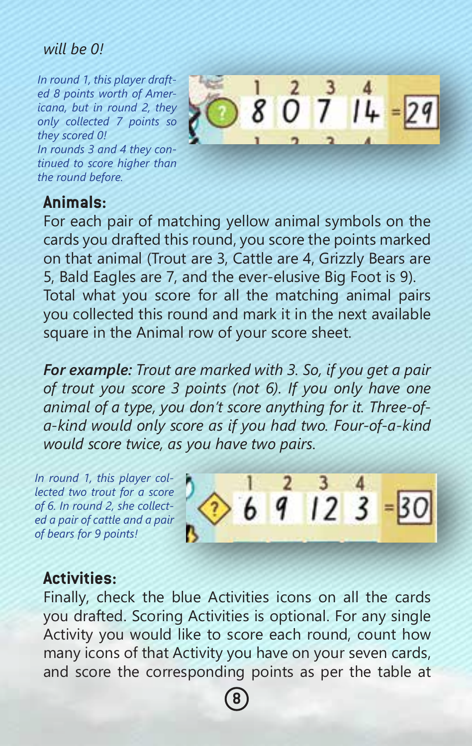*will be 0!*

*In round 1, this player drafted 8 points worth of Americana, but in round 2, they only collected 7 points so they scored 0! In rounds 3 and 4 they continued to score higher than the round before.*

| 1 | 2 | 3 | 4 | |
|---|---|---|---|---|
| 8 | 0 | 7 | 14 | = 29 |

## Animals:

For each pair of matching yellow animal symbols on the cards you drafted this round, you score the points marked on that animal (Trout are 3, Cattle are 4, Grizzly Bears are 5, Bald Eagles are 7, and the ever-elusive Big Foot is 9). Total what you score for all the matching animal pairs you collected this round and mark it in the next available square in the Animal row of your score sheet.

***For example:*** *Trout are marked with 3. So, if you get a pair of trout you score 3 points (not 6). If you only have one animal of a type, you don't score anything for it. Three-of-a-kind would only score as if you had two. Four-of-a-kind would score twice, as you have two pairs.*

*In round 1, this player collected two trout for a score of 6. In round 2, she collected a pair of cattle and a pair of bears for 9 points!*

| 1 | 2 | 3 | 4 | |
|---|---|---|---|---|
| 6 | 9 | 12 | 3 | = 30 |

## Activities:

Finally, check the blue Activities icons on all the cards you drafted. Scoring Activities is optional. For any single Activity you would like to score each round, count how many icons of that Activity you have on your seven cards, and score the corresponding points as per the table at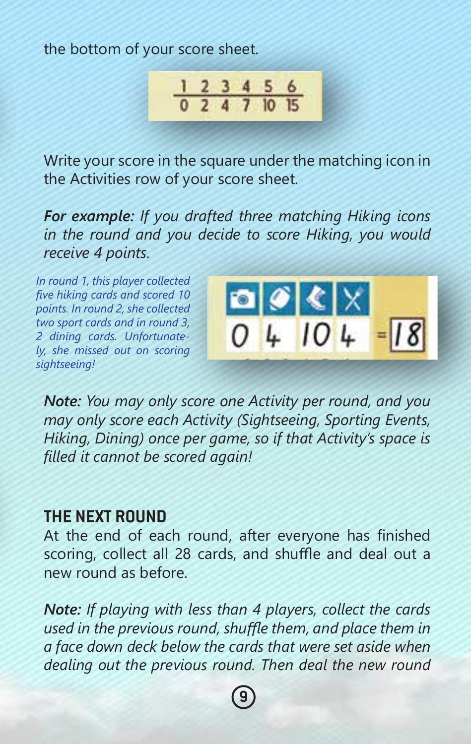the bottom of your score sheet.

| 1 | 2 | 3 | 4 | 5 | 6 |
|---|---|---|---|---|---|
| 0 | 2 | 4 | 7 | 10 | 15 |

Write your score in the square under the matching icon in the Activities row of your score sheet.

***For example:*** *If you drafted three matching Hiking icons in the round and you decide to score Hiking, you would receive 4 points.*

*In round 1, this player collected five hiking cards and scored 10 points. In round 2, she collected two sport cards and in round 3, 2 dining cards. Unfortunately, she missed out on scoring sightseeing!*

| Sightseeing | Sporting Events | Hiking | Dining | |
|---|---|---|---|---|
| 0 | 4 | 10 | 4 | = 18 |

***Note:*** *You may only score one Activity per round, and you may only score each Activity (Sightseeing, Sporting Events, Hiking, Dining) once per game, so if that Activity's space is filled it cannot be scored again!*

## THE NEXT ROUND

At the end of each round, after everyone has finished scoring, collect all 28 cards, and shuffle and deal out a new round as before.

***Note:*** *If playing with less than 4 players, collect the cards used in the previous round, shuffle them, and place them in a face down deck below the cards that were set aside when dealing out the previous round. Then deal the new round*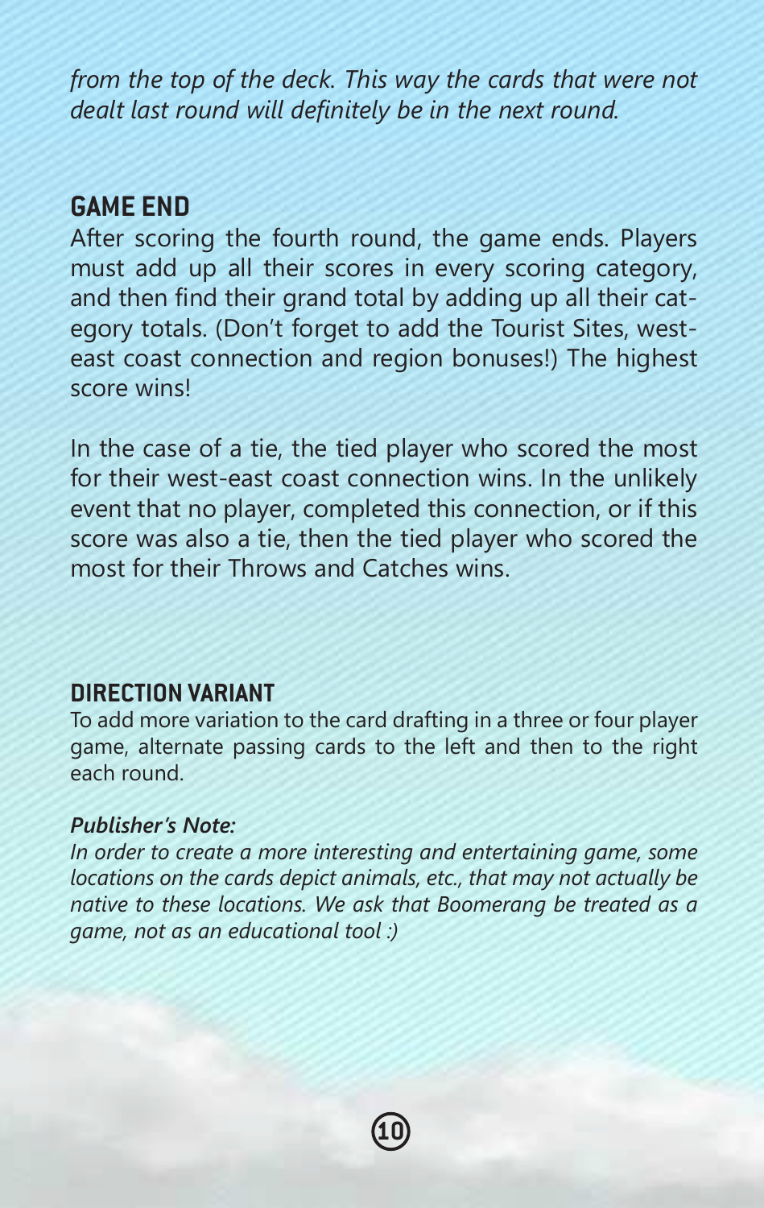*from the top of the deck. This way the cards that were not dealt last round will definitely be in the next round.*

## GAME END

After scoring the fourth round, the game ends. Players must add up all their scores in every scoring category, and then find their grand total by adding up all their category totals. (Don't forget to add the Tourist Sites, west-east coast connection and region bonuses!) The highest score wins!

In the case of a tie, the tied player who scored the most for their west-east coast connection wins. In the unlikely event that no player, completed this connection, or if this score was also a tie, then the tied player who scored the most for their Throws and Catches wins.

## DIRECTION VARIANT

To add more variation to the card drafting in a three or four player game, alternate passing cards to the left and then to the right each round.

***Publisher's Note:***

*In order to create a more interesting and entertaining game, some locations on the cards depict animals, etc., that may not actually be native to these locations. We ask that Boomerang be treated as a game, not as an educational tool :)*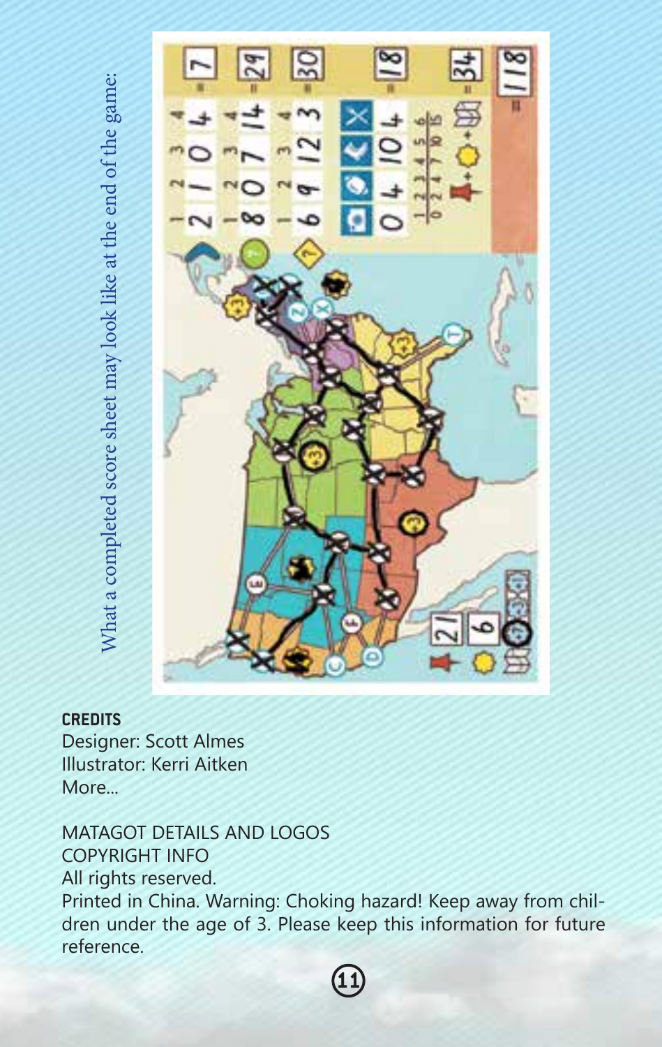What a completed score sheet may look like at the end of the game:

**CREDITS**

Designer: Scott Almes
Illustrator: Kerri Aitken
More...

MATAGOT DETAILS AND LOGOS
COPYRIGHT INFO
All rights reserved.
Printed in China. Warning: Choking hazard! Keep away from children under the age of 3. Please keep this information for future reference.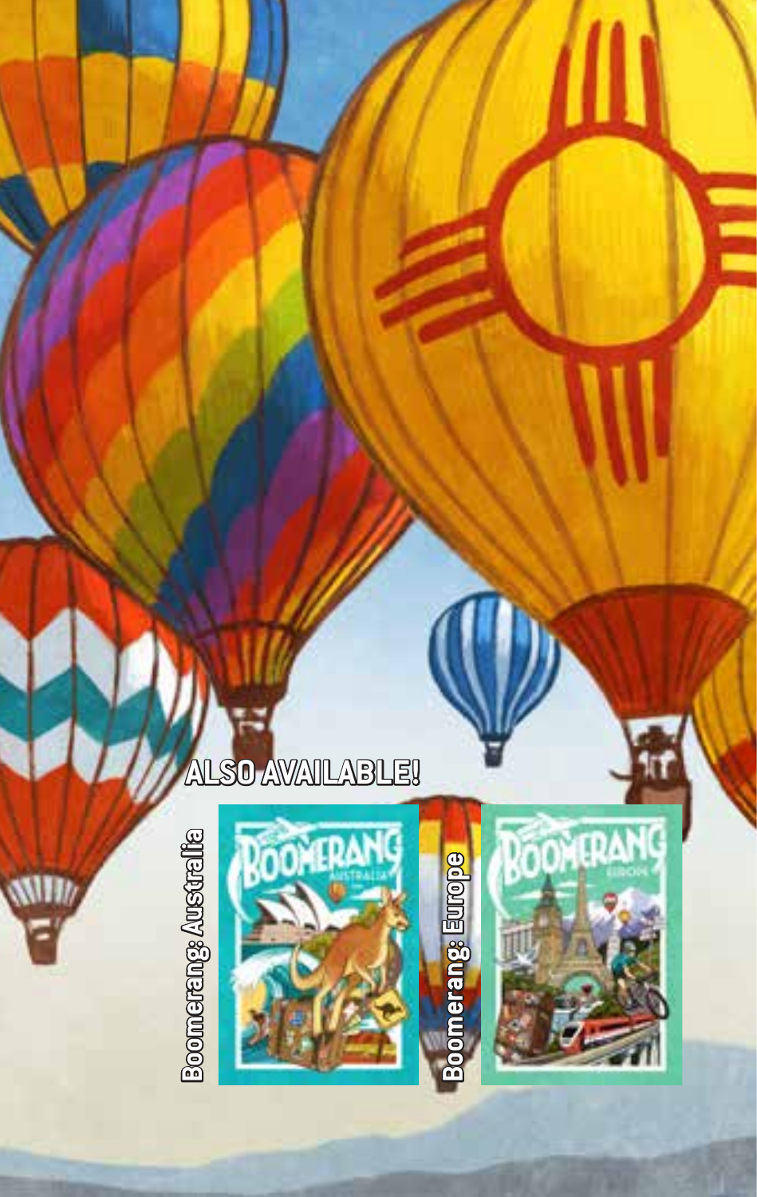## ALSO AVAILABLE!

Boomerang: Australia

Boomerang: Europe